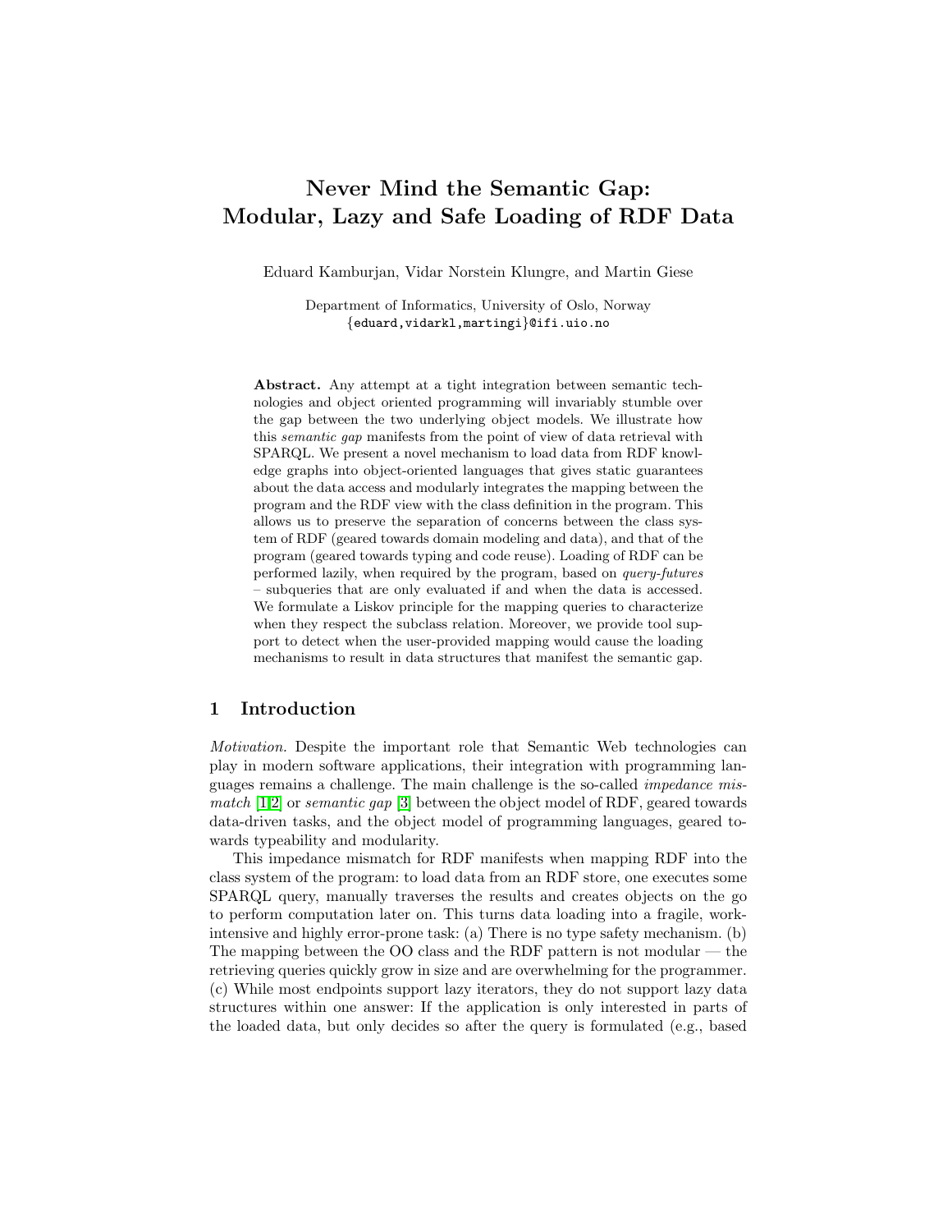# Never Mind the Semantic Gap: Modular, Lazy and Safe Loading of RDF Data

Eduard Kamburjan, Vidar Norstein Klungre, and Martin Giese

Department of Informatics, University of Oslo, Norway
{eduard,vidarkl,martingi}@ifi.uio.no

**Abstract.** Any attempt at a tight integration between semantic technologies and object oriented programming will invariably stumble over the gap between the two underlying object models. We illustrate how this *semantic gap* manifests from the point of view of data retrieval with SPARQL. We present a novel mechanism to load data from RDF knowledge graphs into object-oriented languages that gives static guarantees about the data access and modularly integrates the mapping between the program and the RDF view with the class definition in the program. This allows us to preserve the separation of concerns between the class system of RDF (geared towards domain modeling and data), and that of the program (geared towards typing and code reuse). Loading of RDF can be performed lazily, when required by the program, based on *query-futures* – subqueries that are only evaluated if and when the data is accessed. We formulate a Liskov principle for the mapping queries to characterize when they respect the subclass relation. Moreover, we provide tool support to detect when the user-provided mapping would cause the loading mechanisms to result in data structures that manifest the semantic gap.

## 1 Introduction

*Motivation.* Despite the important role that Semantic Web technologies can play in modern software applications, their integration with programming languages remains a challenge. The main challenge is the so-called *impedance mismatch* [1,2] or *semantic gap* [3] between the object model of RDF, geared towards data-driven tasks, and the object model of programming languages, geared towards typeability and modularity.

This impedance mismatch for RDF manifests when mapping RDF into the class system of the program: to load data from an RDF store, one executes some SPARQL query, manually traverses the results and creates objects on the go to perform computation later on. This turns data loading into a fragile, work-intensive and highly error-prone task: (a) There is no type safety mechanism. (b) The mapping between the OO class and the RDF pattern is not modular — the retrieving queries quickly grow in size and are overwhelming for the programmer. (c) While most endpoints support lazy iterators, they do not support lazy data structures within one answer: If the application is only interested in parts of the loaded data, but only decides so after the query is formulated (e.g., based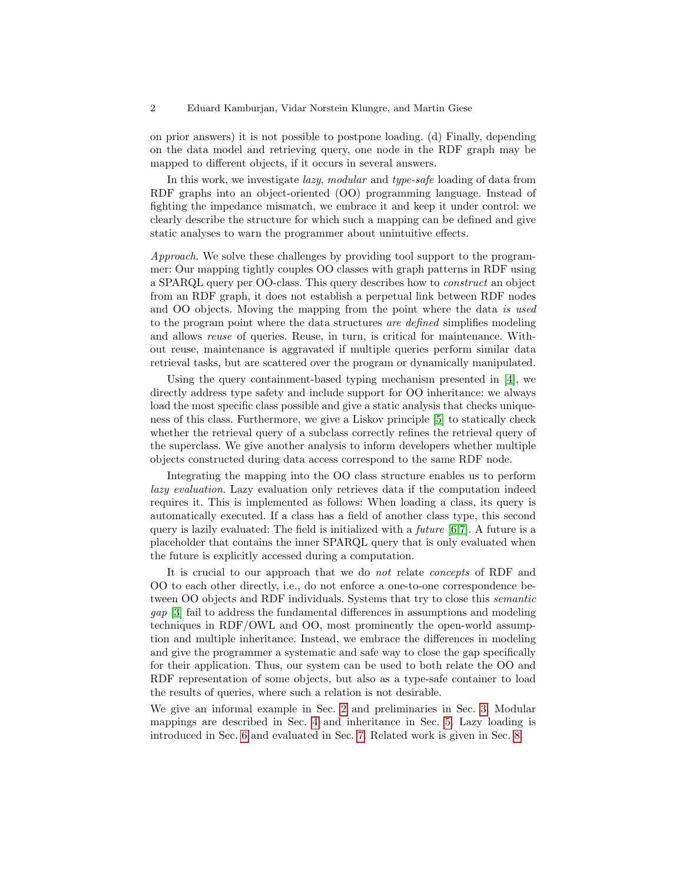on prior answers) it is not possible to postpone loading. (d) Finally, depending on the data model and retrieving query, one node in the RDF graph may be mapped to different objects, if it occurs in several answers.

In this work, we investigate *lazy*, *modular* and *type-safe* loading of data from RDF graphs into an object-oriented (OO) programming language. Instead of fighting the impedance mismatch, we embrace it and keep it under control: we clearly describe the structure for which such a mapping can be defined and give static analyses to warn the programmer about unintuitive effects.

*Approach.* We solve these challenges by providing tool support to the programmer: Our mapping tightly couples OO classes with graph patterns in RDF using a SPARQL query per OO-class. This query describes how to *construct* an object from an RDF graph, it does not establish a perpetual link between RDF nodes and OO objects. Moving the mapping from the point where the data *is used* to the program point where the data structures *are defined* simplifies modeling and allows *reuse* of queries. Reuse, in turn, is critical for maintenance. Without reuse, maintenance is aggravated if multiple queries perform similar data retrieval tasks, but are scattered over the program or dynamically manipulated.

Using the query containment-based typing mechanism presented in [4], we directly address type safety and include support for OO inheritance: we always load the most specific class possible and give a static analysis that checks uniqueness of this class. Furthermore, we give a Liskov principle [5] to statically check whether the retrieval query of a subclass correctly refines the retrieval query of the superclass. We give another analysis to inform developers whether multiple objects constructed during data access correspond to the same RDF node.

Integrating the mapping into the OO class structure enables us to perform *lazy evaluation*. Lazy evaluation only retrieves data if the computation indeed requires it. This is implemented as follows: When loading a class, its query is automatically executed. If a class has a field of another class type, this second query is lazily evaluated: The field is initialized with a *future* [6,7]. A future is a placeholder that contains the inner SPARQL query that is only evaluated when the future is explicitly accessed during a computation.

It is crucial to our approach that we do *not* relate *concepts* of RDF and OO to each other directly, i.e., do not enforce a one-to-one correspondence between OO objects and RDF individuals. Systems that try to close this *semantic gap* [3] fail to address the fundamental differences in assumptions and modeling techniques in RDF/OWL and OO, most prominently the open-world assumption and multiple inheritance. Instead, we embrace the differences in modeling and give the programmer a systematic and safe way to close the gap specifically for their application. Thus, our system can be used to both relate the OO and RDF representation of some objects, but also as a type-safe container to load the results of queries, where such a relation is not desirable.

We give an informal example in Sec. 2 and preliminaries in Sec. 3. Modular mappings are described in Sec. 4 and inheritance in Sec. 5. Lazy loading is introduced in Sec. 6 and evaluated in Sec. 7. Related work is given in Sec. 8.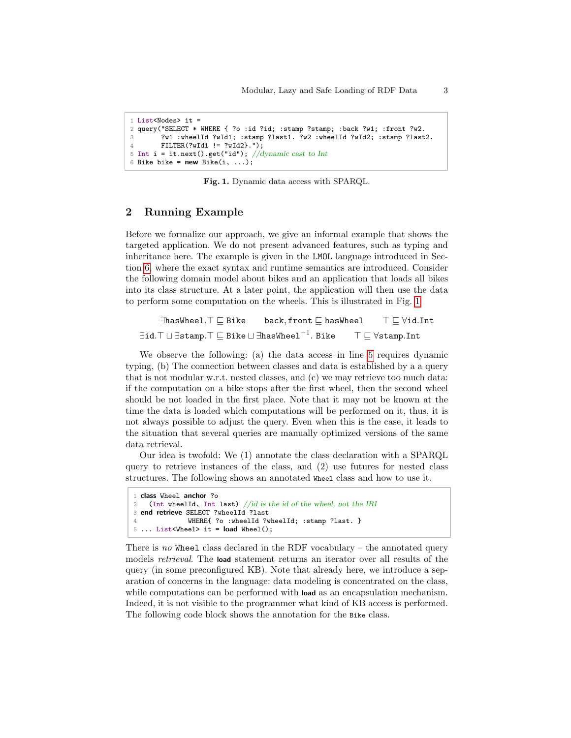```
1 List<Nodes> it =
2 query("SELECT * WHERE { ?o :id ?id; :stamp ?stamp; :back ?w1; :front ?w2.
3       ?w1 :wheelId ?wId1; :stamp ?last1. ?w2 :wheelId ?wId2; :stamp ?last2.
4       FILTER(?wId1 != ?wId2}.");
5 Int i = it.next().get("id"); //dynamic cast to Int
6 Bike bike = new Bike(i, ...);
```

**Fig. 1.** Dynamic data access with SPARQL.

## 2 Running Example

Before we formalize our approach, we give an informal example that shows the targeted application. We do not present advanced features, such as typing and inheritance here. The example is given in the LMOL language introduced in Section 6, where the exact syntax and runtime semantics are introduced. Consider the following domain model about bikes and an application that loads all bikes into its class structure. At a later point, the application will then use the data to perform some computation on the wheels. This is illustrated in Fig. 1.

$$\exists \texttt{hasWheel}.\top \sqsubseteq \texttt{Bike} \qquad \texttt{back}, \texttt{front} \sqsubseteq \texttt{hasWheel} \qquad \top \sqsubseteq \forall \texttt{id}.\texttt{Int}$$

$$\exists \texttt{id}.\top \sqcup \exists \texttt{stamp}.\top \sqsubseteq \texttt{Bike} \sqcup \exists \texttt{hasWheel}^{-1}.\ \texttt{Bike} \qquad \top \sqsubseteq \forall \texttt{stamp}.\texttt{Int}$$

We observe the following: (a) the data access in line 5 requires dynamic typing, (b) The connection between classes and data is established by a a query that is not modular w.r.t. nested classes, and (c) we may retrieve too much data: if the computation on a bike stops after the first wheel, then the second wheel should be not loaded in the first place. Note that it may not be known at the time the data is loaded which computations will be performed on it, thus, it is not always possible to adjust the query. Even when this is the case, it leads to the situation that several queries are manually optimized versions of the same data retrieval.

Our idea is twofold: We (1) annotate the class declaration with a SPARQL query to retrieve instances of the class, and (2) use futures for nested class structures. The following shows an annotated `Wheel` class and how to use it.

```
1 class Wheel anchor ?o
2   (Int wheelId, Int last) //id is the id of the wheel, not the IRI
3 end retrieve SELECT ?wheelId ?last
4             WHERE{ ?o :wheelId ?wheelId; :stamp ?last. }
5 ... List<Wheel> it = load Wheel();
```

There is *no* Wheel class declared in the RDF vocabulary – the annotated query models *retrieval*. The **load** statement returns an iterator over all results of the query (in some preconfigured KB). Note that already here, we introduce a separation of concerns in the language: data modeling is concentrated on the class, while computations can be performed with **load** as an encapsulation mechanism. Indeed, it is not visible to the programmer what kind of KB access is performed. The following code block shows the annotation for the `Bike` class.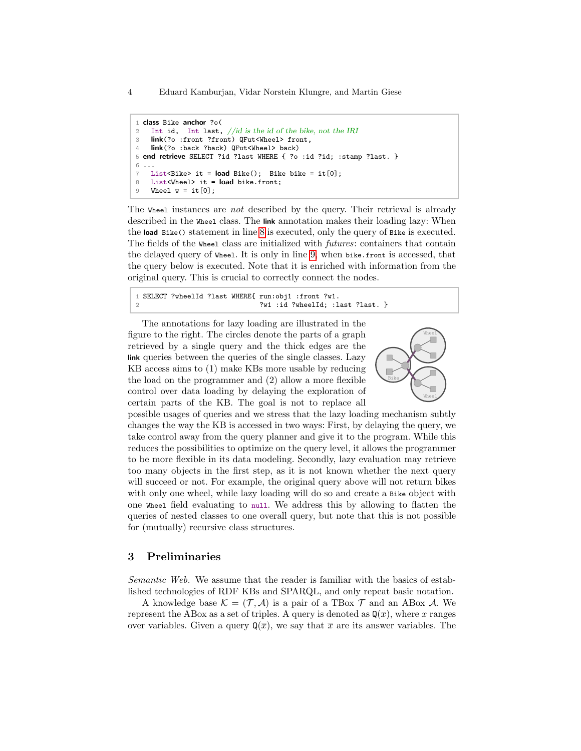```
1 class Bike anchor ?o(
2   Int id,  Int last, //id is the id of the bike, not the IRI
3   link(?o :front ?front) QFut<Wheel> front,
4   link(?o :back ?back) QFut<Wheel> back)
5 end retrieve SELECT ?id ?last WHERE { ?o :id ?id; :stamp ?last. }
6 ...
7   List<Bike> it = load Bike();  Bike bike = it[0];
8   List<Wheel> it = load bike.front;
9   Wheel w = it[0];
```

The `Wheel` instances are *not* described by the query. Their retrieval is already described in the `Wheel` class. The **link** annotation makes their loading lazy: When the **load** `Bike()` statement in line 8 is executed, only the query of `Bike` is executed. The fields of the `Wheel` class are initialized with *futures*: containers that contain the delayed query of `Wheel`. It is only in line 9, when `bike.front` is accessed, that the query below is executed. Note that it is enriched with information from the original query. This is crucial to correctly connect the nodes.

```
1 SELECT ?wheelId ?last WHERE{ run:obj1 :front ?w1.
2                              ?w1 :id ?wheelId; :last ?last. }
```

The annotations for lazy loading are illustrated in the figure to the right. The circles denote the parts of a graph retrieved by a single query and the thick edges are the **link** queries between the queries of the single classes. Lazy KB access aims to (1) make KBs more usable by reducing the load on the programmer and (2) allow a more flexible control over data loading by delaying the exploration of certain parts of the KB. The goal is not to replace all possible usages of queries and we stress that the lazy loading mechanism subtly changes the way the KB is accessed in two ways: First, by delaying the query, we take control away from the query planner and give it to the program. While this reduces the possibilities to optimize on the query level, it allows the programmer to be more flexible in its data modeling. Secondly, lazy evaluation may retrieve too many objects in the first step, as it is not known whether the next query will succeed or not. For example, the original query above will not return bikes with only one wheel, while lazy loading will do so and create a `Bike` object with one `Wheel` field evaluating to `null`. We address this by allowing to flatten the queries of nested classes to one overall query, but note that this is not possible for (mutually) recursive class structures.

## 3 Preliminaries

*Semantic Web.* We assume that the reader is familiar with the basics of established technologies of RDF KBs and SPARQL, and only repeat basic notation.

A knowledge base $\mathcal{K} = (\mathcal{T}, \mathcal{A})$ is a pair of a TBox $\mathcal{T}$ and an ABox $\mathcal{A}$. We represent the ABox as a set of triples. A query is denoted as $\mathtt{Q}(\overline{x})$, where $x$ ranges over variables. Given a query $\mathtt{Q}(\overline{x})$, we say that $\overline{x}$ are its answer variables. The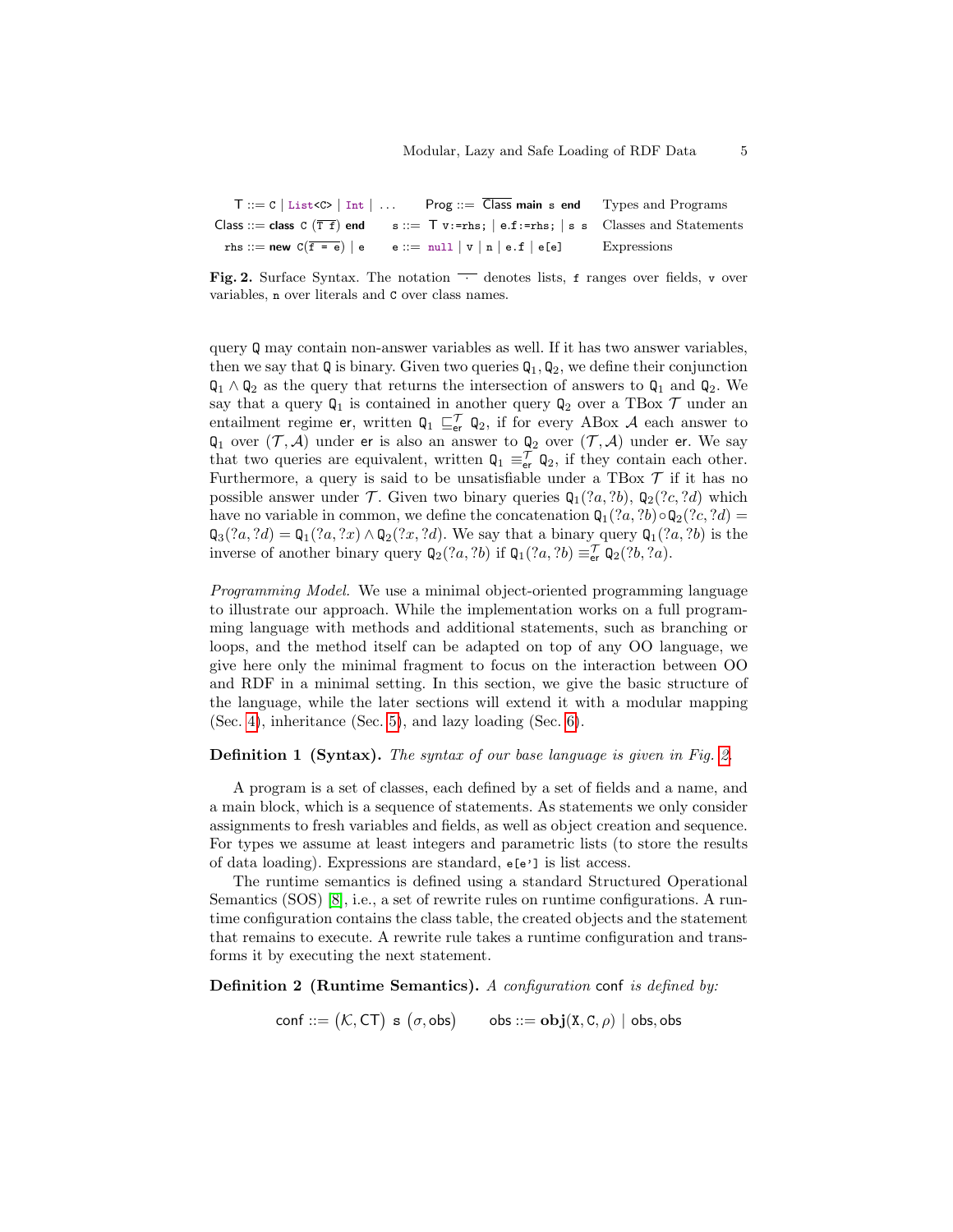$$
\begin{array}{llll}
\mathsf{T} ::= \mathtt{C} \mid \mathtt{List\langle C\rangle} \mid \mathtt{Int} \mid \ldots & \mathsf{Prog} ::= \overline{\mathsf{Class}}\ \textbf{main}\ \mathtt{s}\ \textbf{end} & \text{Types and Programs} \\
\mathsf{Class} ::= \textbf{class}\ \mathtt{C}\ (\overline{\mathsf{T}\ \mathtt{f}})\ \textbf{end} & \mathtt{s} ::= \mathsf{T}\ \mathtt{v:=rhs;} \mid \mathtt{e.f:=rhs;} \mid \mathtt{s}\ \mathtt{s} & \text{Classes and Statements} \\
\mathtt{rhs} ::= \textbf{new}\ \mathtt{C}(\overline{\mathtt{f = e}}) \mid \mathtt{e} & \mathtt{e} ::= \mathtt{null} \mid \mathtt{v} \mid \mathtt{n} \mid \mathtt{e.f} \mid \mathtt{e[e]} & \text{Expressions}
\end{array}
$$

**Fig. 2.** Surface Syntax. The notation $\overline{\cdot}$ denotes lists, f ranges over fields, v over variables, n over literals and C over class names.

query Q may contain non-answer variables as well. If it has two answer variables, then we say that Q is binary. Given two queries $\mathtt{Q}_1, \mathtt{Q}_2$, we define their conjunction $\mathtt{Q}_1 \wedge \mathtt{Q}_2$ as the query that returns the intersection of answers to $\mathtt{Q}_1$ and $\mathtt{Q}_2$. We say that a query $\mathtt{Q}_1$ is contained in another query $\mathtt{Q}_2$ over a TBox $\mathcal{T}$ under an entailment regime er, written $\mathtt{Q}_1 \sqsubseteq^{\mathcal{T}}_{\mathsf{er}} \mathtt{Q}_2$, if for every ABox $\mathcal{A}$ each answer to $\mathtt{Q}_1$ over $(\mathcal{T}, \mathcal{A})$ under er is also an answer to $\mathtt{Q}_2$ over $(\mathcal{T}, \mathcal{A})$ under er. We say that two queries are equivalent, written $\mathtt{Q}_1 \equiv^{\mathcal{T}}_{\mathsf{er}} \mathtt{Q}_2$, if they contain each other. Furthermore, a query is said to be unsatisfiable under a TBox $\mathcal{T}$ if it has no possible answer under $\mathcal{T}$. Given two binary queries $\mathtt{Q}_1(?a, ?b)$, $\mathtt{Q}_2(?c, ?d)$ which have no variable in common, we define the concatenation $\mathtt{Q}_1(?a, ?b) \circ \mathtt{Q}_2(?c, ?d) = \mathtt{Q}_3(?a, ?d) = \mathtt{Q}_1(?a, ?x) \wedge \mathtt{Q}_2(?x, ?d)$. We say that a binary query $\mathtt{Q}_1(?a, ?b)$ is the inverse of another binary query $\mathtt{Q}_2(?a, ?b)$ if $\mathtt{Q}_1(?a, ?b) \equiv^{\mathcal{T}}_{\mathsf{er}} \mathtt{Q}_2(?b, ?a)$.

*Programming Model.* We use a minimal object-oriented programming language to illustrate our approach. While the implementation works on a full programming language with methods and additional statements, such as branching or loops, and the method itself can be adapted on top of any OO language, we give here only the minimal fragment to focus on the interaction between OO and RDF in a minimal setting. In this section, we give the basic structure of the language, while the later sections will extend it with a modular mapping (Sec. 4), inheritance (Sec. 5), and lazy loading (Sec. 6).

**Definition 1 (Syntax).** *The syntax of our base language is given in Fig. 2.*

A program is a set of classes, each defined by a set of fields and a name, and a main block, which is a sequence of statements. As statements we only consider assignments to fresh variables and fields, as well as object creation and sequence. For types we assume at least integers and parametric lists (to store the results of data loading). Expressions are standard, e[e'] is list access.

The runtime semantics is defined using a standard Structured Operational Semantics (SOS) [8], i.e., a set of rewrite rules on runtime configurations. A runtime configuration contains the class table, the created objects and the statement that remains to execute. A rewrite rule takes a runtime configuration and transforms it by executing the next statement.

**Definition 2 (Runtime Semantics).** *A configuration* conf *is defined by:*

$$
\mathsf{conf} ::= (\mathcal{K}, \mathsf{CT})\ \mathtt{s}\ (\sigma, \mathsf{obs}) \qquad \mathsf{obs} ::= \mathbf{obj}(\mathtt{X}, \mathtt{C}, \rho) \mid \mathsf{obs}, \mathsf{obs}
$$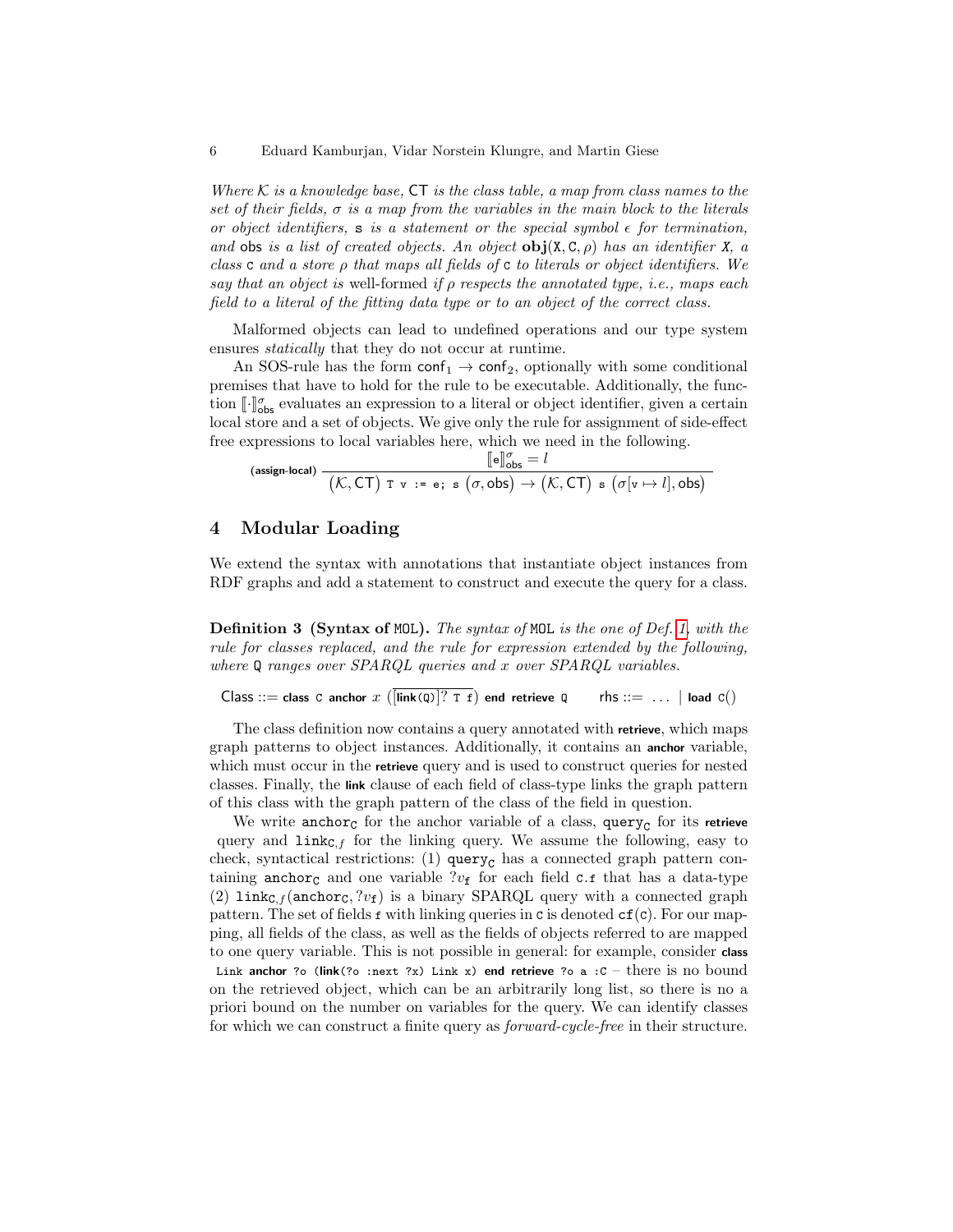*Where $\mathcal{K}$ is a knowledge base,* $\mathsf{CT}$ *is the class table, a map from class names to the set of their fields,* $\sigma$ *is a map from the variables in the main block to the literals or object identifiers,* `s` *is a statement or the special symbol* $\epsilon$ *for termination, and* $\mathsf{obs}$ *is a list of created objects. An object* $\mathbf{obj}(\mathtt{X}, \mathtt{C}, \rho)$ *has an identifier* `X`*, a class* `C` *and a store* $\rho$ *that maps all fields of* `C` *to literals or object identifiers. We say that an object is* well-formed *if* $\rho$ *respects the annotated type, i.e., maps each field to a literal of the fitting data type or to an object of the correct class.*

Malformed objects can lead to undefined operations and our type system ensures *statically* that they do not occur at runtime.

An SOS-rule has the form $\mathsf{conf}_1 \to \mathsf{conf}_2$, optionally with some conditional premises that have to hold for the rule to be executable. Additionally, the function $[\![\cdot]\!]^{\sigma}_{\mathsf{obs}}$ evaluates an expression to a literal or object identifier, given a certain local store and a set of objects. We give only the rule for assignment of side-effect free expressions to local variables here, which we need in the following.

$$\textsf{(assign-local)}\ \frac{[\![\mathtt{e}]\!]^{\sigma}_{\mathsf{obs}} = l}{\big(\mathcal{K}, \mathsf{CT}\big)\ \mathtt{T\ v\ :=\ e;\ s}\ \big(\sigma, \mathsf{obs}\big) \to \big(\mathcal{K}, \mathsf{CT}\big)\ \mathtt{s}\ \big(\sigma[\mathtt{v} \mapsto l], \mathsf{obs}\big)}$$

## 4 Modular Loading

We extend the syntax with annotations that instantiate object instances from RDF graphs and add a statement to construct and execute the query for a class.

**Definition 3 (Syntax of** `MOL`**).** *The syntax of* `MOL` *is the one of Def. 1, with the rule for classes replaced, and the rule for expression extended by the following, where* `Q` *ranges over SPARQL queries and* $x$ *over SPARQL variables.*

$$\mathsf{Class} ::= \textsf{class}\ \mathtt{C}\ \textsf{anchor}\ x\ (\overline{[\textsf{link}(\mathtt{Q})]?\ \mathtt{T\ f}})\ \textsf{end}\ \textsf{retrieve}\ \mathtt{Q} \qquad \mathsf{rhs} ::= \ \ldots\ \mid \textsf{load}\ \mathtt{C}()$$

The class definition now contains a query annotated with **retrieve**, which maps graph patterns to object instances. Additionally, it contains an **anchor** variable, which must occur in the **retrieve** query and is used to construct queries for nested classes. Finally, the **link** clause of each field of class-type links the graph pattern of this class with the graph pattern of the class of the field in question.

We write $\mathtt{anchor}_\mathtt{C}$ for the anchor variable of a class, $\mathtt{query}_\mathtt{C}$ for its **retrieve** query and $\mathtt{link}_{\mathtt{C},f}$ for the linking query. We assume the following, easy to check, syntactical restrictions: (1) $\mathtt{query}_\mathtt{C}$ has a connected graph pattern containing $\mathtt{anchor}_\mathtt{C}$ and one variable $?v_\mathtt{f}$ for each field `C.f` that has a data-type (2) $\mathtt{link}_{\mathtt{C},f}(\mathtt{anchor}_\mathtt{C}, ?v_\mathtt{f})$ is a binary SPARQL query with a connected graph pattern. The set of fields `f` with linking queries in `C` is denoted $\mathtt{cf}(\mathtt{C})$. For our mapping, all fields of the class, as well as the fields of objects referred to are mapped to one query variable. This is not possible in general: for example, consider **class** `Link` **anchor** `?o (`**link**`(?o :next ?x) Link x)` **end retrieve** `?o a :C` – there is no bound on the retrieved object, which can be an arbitrarily long list, so there is no a priori bound on the number on variables for the query. We can identify classes for which we can construct a finite query as *forward-cycle-free* in their structure.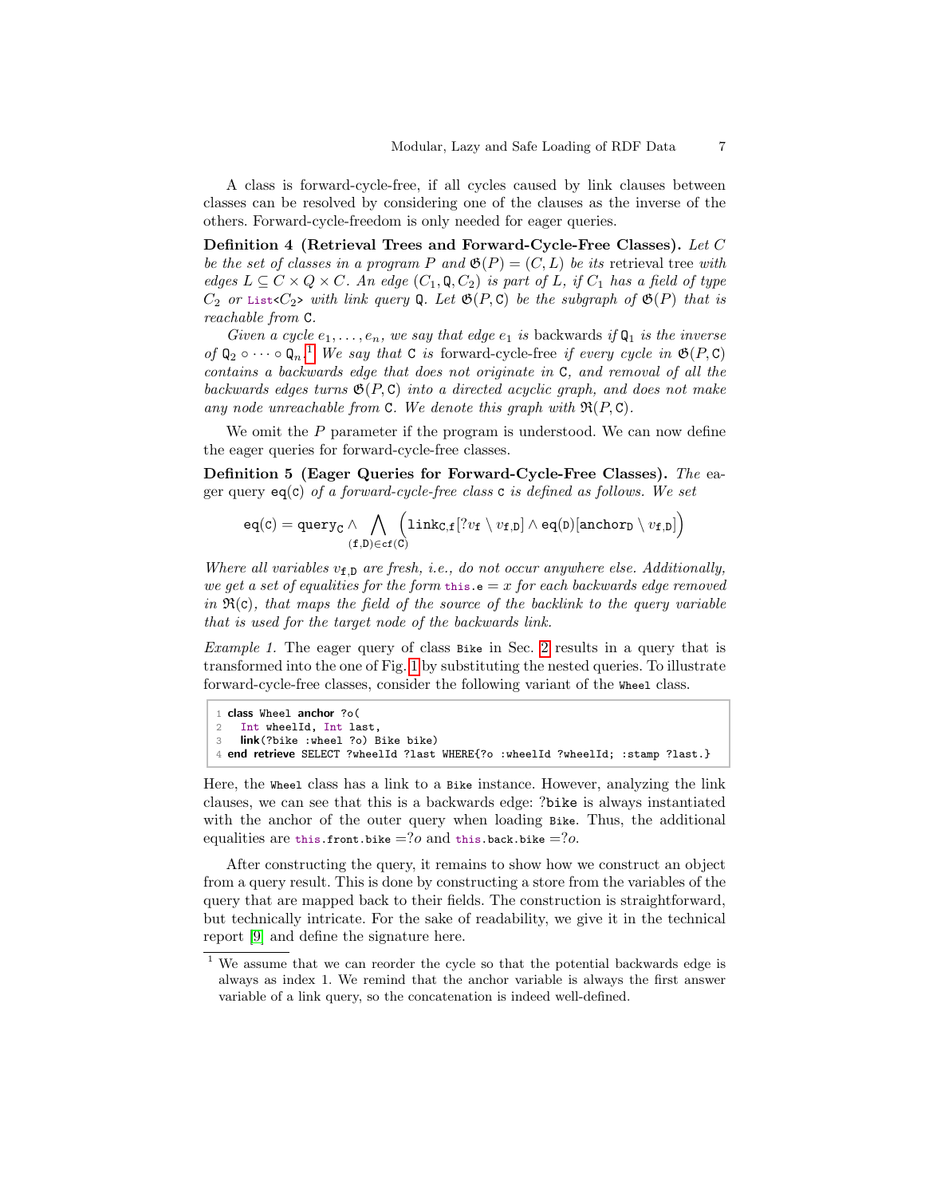A class is forward-cycle-free, if all cycles caused by link clauses between classes can be resolved by considering one of the clauses as the inverse of the others. Forward-cycle-freedom is only needed for eager queries.

**Definition 4 (Retrieval Trees and Forward-Cycle-Free Classes).** *Let $C$ be the set of classes in a program $P$ and $\mathfrak{G}(P) = (C, L)$ be its* retrieval tree *with edges $L \subseteq C \times Q \times C$. An edge $(C_1, \mathtt{Q}, C_2)$ is part of $L$, if $C_1$ has a field of type $C_2$ or `List<`$C_2$`>` with link query $\mathtt{Q}$. Let $\mathfrak{G}(P, \mathtt{C})$ be the subgraph of $\mathfrak{G}(P)$ that is reachable from $\mathtt{C}$.*

*Given a cycle $e_1, \ldots, e_n$, we say that edge $e_1$ is* backwards *if $\mathtt{Q}_1$ is the inverse of $\mathtt{Q}_2 \circ \cdots \circ \mathtt{Q}_n$.*[1] *We say that $\mathtt{C}$ is* forward-cycle-free *if every cycle in $\mathfrak{G}(P, \mathtt{C})$ contains a backwards edge that does not originate in $\mathtt{C}$, and removal of all the backwards edges turns $\mathfrak{G}(P, \mathtt{C})$ into a directed acyclic graph, and does not make any node unreachable from $\mathtt{C}$. We denote this graph with $\mathfrak{R}(P, \mathtt{C})$.*

We omit the $P$ parameter if the program is understood. We can now define the eager queries for forward-cycle-free classes.

**Definition 5 (Eager Queries for Forward-Cycle-Free Classes).** *The* eager query $\mathtt{eq(C)}$ *of a forward-cycle-free class* `C` *is defined as follows. We set*

$$\mathtt{eq(C)} = \mathtt{query_C} \wedge \bigwedge_{(\mathtt{f},\mathtt{D}) \in \mathtt{cf(C)}} \Big( \mathtt{link}_{\mathtt{C},\mathtt{f}}[?v_{\mathtt{f}} \setminus v_{\mathtt{f},\mathtt{D}}] \wedge \mathtt{eq(D)}[\mathtt{anchor_D} \setminus v_{\mathtt{f},\mathtt{D}}] \Big)$$

*Where all variables $v_{\mathtt{f},\mathtt{D}}$ are fresh, i.e., do not occur anywhere else. Additionally, we get a set of equalities for the form* `this.e` $= x$ *for each backwards edge removed in $\mathfrak{R}(\mathtt{C})$, that maps the field of the source of the backlink to the query variable that is used for the target node of the backwards link.*

*Example 1.* The eager query of class `Bike` in Sec. 2 results in a query that is transformed into the one of Fig. 1 by substituting the nested queries. To illustrate forward-cycle-free classes, consider the following variant of the `Wheel` class.

```
1 class Wheel anchor ?o(
2   Int wheelId, Int last,
3   link(?bike :wheel ?o) Bike bike)
4 end retrieve SELECT ?wheelId ?last WHERE{?o :wheelId ?wheelId; :stamp ?last.}
```

Here, the `Wheel` class has a link to a `Bike` instance. However, analyzing the link clauses, we can see that this is a backwards edge: ?bike is always instantiated with the anchor of the outer query when loading `Bike`. Thus, the additional equalities are `this.front.bike` $=?o$ and `this.back.bike` $=?o$.

After constructing the query, it remains to show how we construct an object from a query result. This is done by constructing a store from the variables of the query that are mapped back to their fields. The construction is straightforward, but technically intricate. For the sake of readability, we give it in the technical report [9] and define the signature here.

---

[1] We assume that we can reorder the cycle so that the potential backwards edge is always as index 1. We remind that the anchor variable is always the first answer variable of a link query, so the concatenation is indeed well-defined.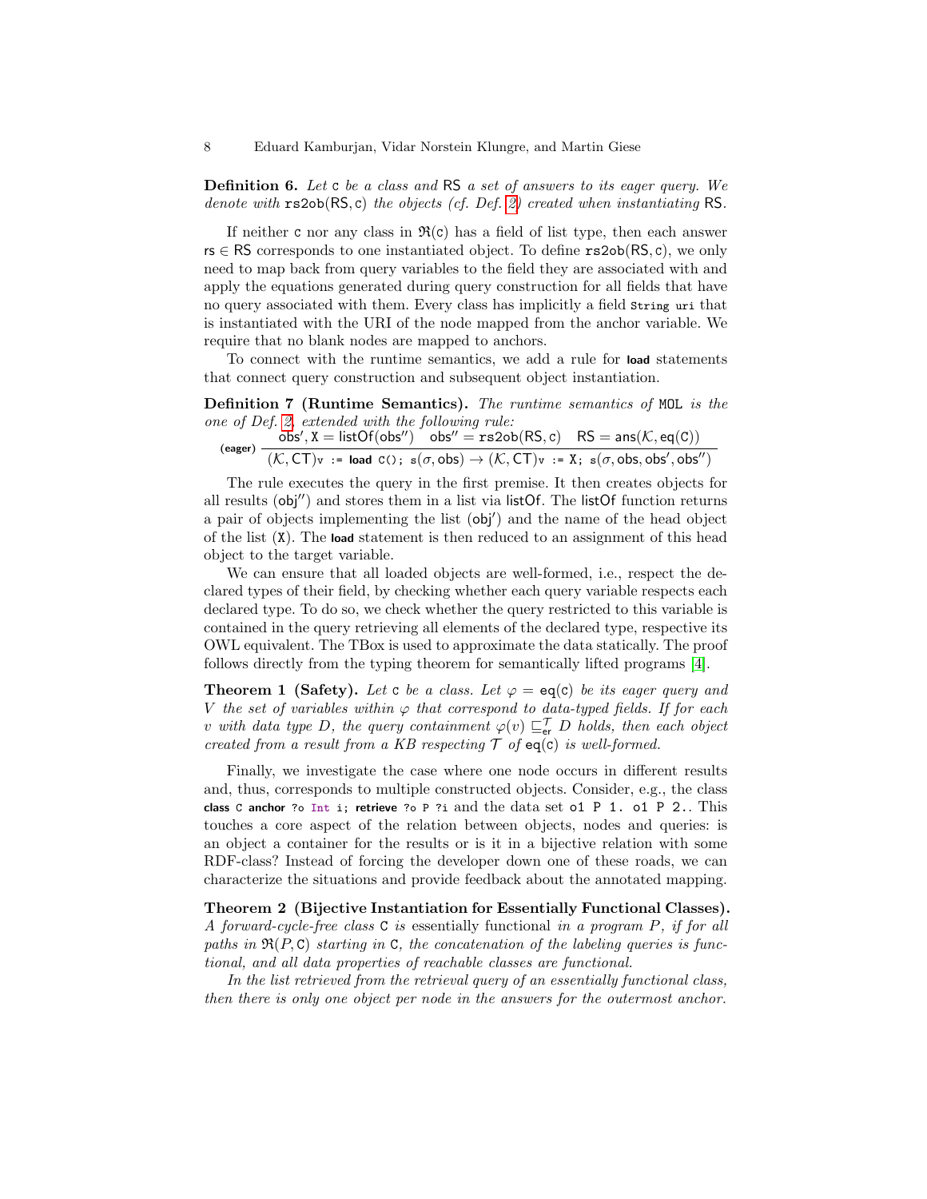**Definition 6.** *Let* `C` *be a class and* RS *a set of answers to its eager query. We denote with* $\texttt{rs2ob}(\mathsf{RS}, \texttt{C})$ *the objects (cf. Def. 2) created when instantiating* RS*.*

If neither `C` nor any class in $\mathfrak{R}(\texttt{C})$ has a field of list type, then each answer $\mathsf{rs} \in \mathsf{RS}$ corresponds to one instantiated object. To define $\texttt{rs2ob}(\mathsf{RS}, \texttt{C})$, we only need to map back from query variables to the field they are associated with and apply the equations generated during query construction for all fields that have no query associated with them. Every class has implicitly a field `String uri` that is instantiated with the URI of the node mapped from the anchor variable. We require that no blank nodes are mapped to anchors.

To connect with the runtime semantics, we add a rule for **load** statements that connect query construction and subsequent object instantiation.

**Definition 7 (Runtime Semantics).** *The runtime semantics of* MOL *is the one of Def. 2, extended with the following rule:*

$$\textsf{(eager)}\ \frac{\mathsf{obs}', \texttt{X} = \mathsf{listOf}(\mathsf{obs}'') \quad \mathsf{obs}'' = \texttt{rs2ob}(\mathsf{RS}, \texttt{C}) \quad \mathsf{RS} = \mathsf{ans}(\mathcal{K}, \mathsf{eq}(\texttt{C}))}{(\mathcal{K}, \mathsf{CT})\texttt{v := \textbf{load} C(); s}(\sigma, \mathsf{obs}) \rightarrow (\mathcal{K}, \mathsf{CT})\texttt{v := X; s}(\sigma, \mathsf{obs}, \mathsf{obs}', \mathsf{obs}'')}$$

The rule executes the query in the first premise. It then creates objects for all results ($\mathsf{obj}''$) and stores them in a list via listOf. The listOf function returns a pair of objects implementing the list ($\mathsf{obj}'$) and the name of the head object of the list (`X`). The **load** statement is then reduced to an assignment of this head object to the target variable.

We can ensure that all loaded objects are well-formed, i.e., respect the declared types of their field, by checking whether each query variable respects each declared type. To do so, we check whether the query restricted to this variable is contained in the query retrieving all elements of the declared type, respective its OWL equivalent. The TBox is used to approximate the data statically. The proof follows directly from the typing theorem for semantically lifted programs [4].

**Theorem 1 (Safety).** *Let* `C` *be a class. Let* $\varphi = \mathsf{eq}(\texttt{C})$ *be its eager query and* $V$ *the set of variables within* $\varphi$ *that correspond to data-typed fields. If for each* $v$ *with data type* $D$*, the query containment* $\varphi(v) \sqsubseteq^{\mathcal{T}}_{\mathsf{er}} D$ *holds, then each object created from a result from a KB respecting* $\mathcal{T}$ *of* $\mathsf{eq}(\texttt{C})$ *is well-formed.*

Finally, we investigate the case where one node occurs in different results and, thus, corresponds to multiple constructed objects. Consider, e.g., the class `class C anchor ?o Int i; retrieve ?o P ?i` and the data set `o1 P 1. o1 P 2.`. This touches a core aspect of the relation between objects, nodes and queries: is an object a container for the results or is it in a bijective relation with some RDF-class? Instead of forcing the developer down one of these roads, we can characterize the situations and provide feedback about the annotated mapping.

**Theorem 2 (Bijective Instantiation for Essentially Functional Classes).** *A forward-cycle-free class* `C` *is* essentially functional *in a program* $P$*, if for all paths in* $\mathfrak{R}(P, \texttt{C})$ *starting in* `C`*, the concatenation of the labeling queries is functional, and all data properties of reachable classes are functional.*

*In the list retrieved from the retrieval query of an essentially functional class, then there is only one object per node in the answers for the outermost anchor.*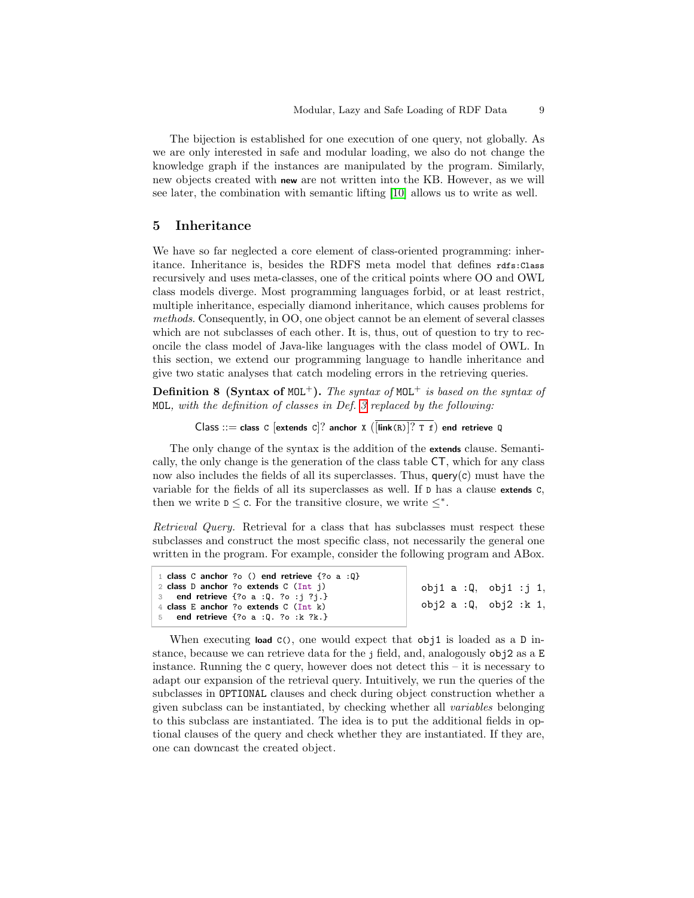The bijection is established for one execution of one query, not globally. As we are only interested in safe and modular loading, we also do not change the knowledge graph if the instances are manipulated by the program. Similarly, new objects created with **new** are not written into the KB. However, as we will see later, the combination with semantic lifting [10] allows us to write as well.

## 5 Inheritance

We have so far neglected a core element of class-oriented programming: inheritance. Inheritance is, besides the RDFS meta model that defines `rdfs:Class` recursively and uses meta-classes, one of the critical points where OO and OWL class models diverge. Most programming languages forbid, or at least restrict, multiple inheritance, especially diamond inheritance, which causes problems for *methods*. Consequently, in OO, one object cannot be an element of several classes which are not subclasses of each other. It is, thus, out of question to try to reconcile the class model of Java-like languages with the class model of OWL. In this section, we extend our programming language to handle inheritance and give two static analyses that catch modeling errors in the retrieving queries.

**Definition 8 (Syntax of MOL$^+$).** *The syntax of* MOL$^+$ *is based on the syntax of* MOL*, with the definition of classes in Def. 3 replaced by the following:*

$$\text{Class} ::= \textbf{class}\ \texttt{C}\ [\textbf{extends}\ \texttt{C}]?\ \textbf{anchor}\ \texttt{X}\ (\overline{[\textbf{link}(\texttt{R})]?\ \texttt{T}\ \texttt{f}})\ \textbf{end}\ \textbf{retrieve}\ \texttt{Q}$$

The only change of the syntax is the addition of the **extends** clause. Semantically, the only change is the generation of the class table CT, which for any class now also includes the fields of all its superclasses. Thus, query(C) must have the variable for the fields of all its superclasses as well. If D has a clause **extends** C, then we write $\texttt{D} \leq \texttt{C}$. For the transitive closure, we write $\leq^*$.

*Retrieval Query.* Retrieval for a class that has subclasses must respect these subclasses and construct the most specific class, not necessarily the general one written in the program. For example, consider the following program and ABox.

```
1 class C anchor ?o () end retrieve {?o a :Q}
2 class D anchor ?o extends C (Int j)
3   end retrieve {?o a :Q. ?o :j ?j.}
4 class E anchor ?o extends C (Int k)
5   end retrieve {?o a :Q. ?o :k ?k.}
```

```
obj1 a :Q,  obj1 :j 1,
obj2 a :Q,  obj2 :k 1,
```

When executing **load** C(), one would expect that obj1 is loaded as a D instance, because we can retrieve data for the j field, and, analogously obj2 as a E instance. Running the C query, however does not detect this – it is necessary to adapt our expansion of the retrieval query. Intuitively, we run the queries of the subclasses in OPTIONAL clauses and check during object construction whether a given subclass can be instantiated, by checking whether all *variables* belonging to this subclass are instantiated. The idea is to put the additional fields in optional clauses of the query and check whether they are instantiated. If they are, one can downcast the created object.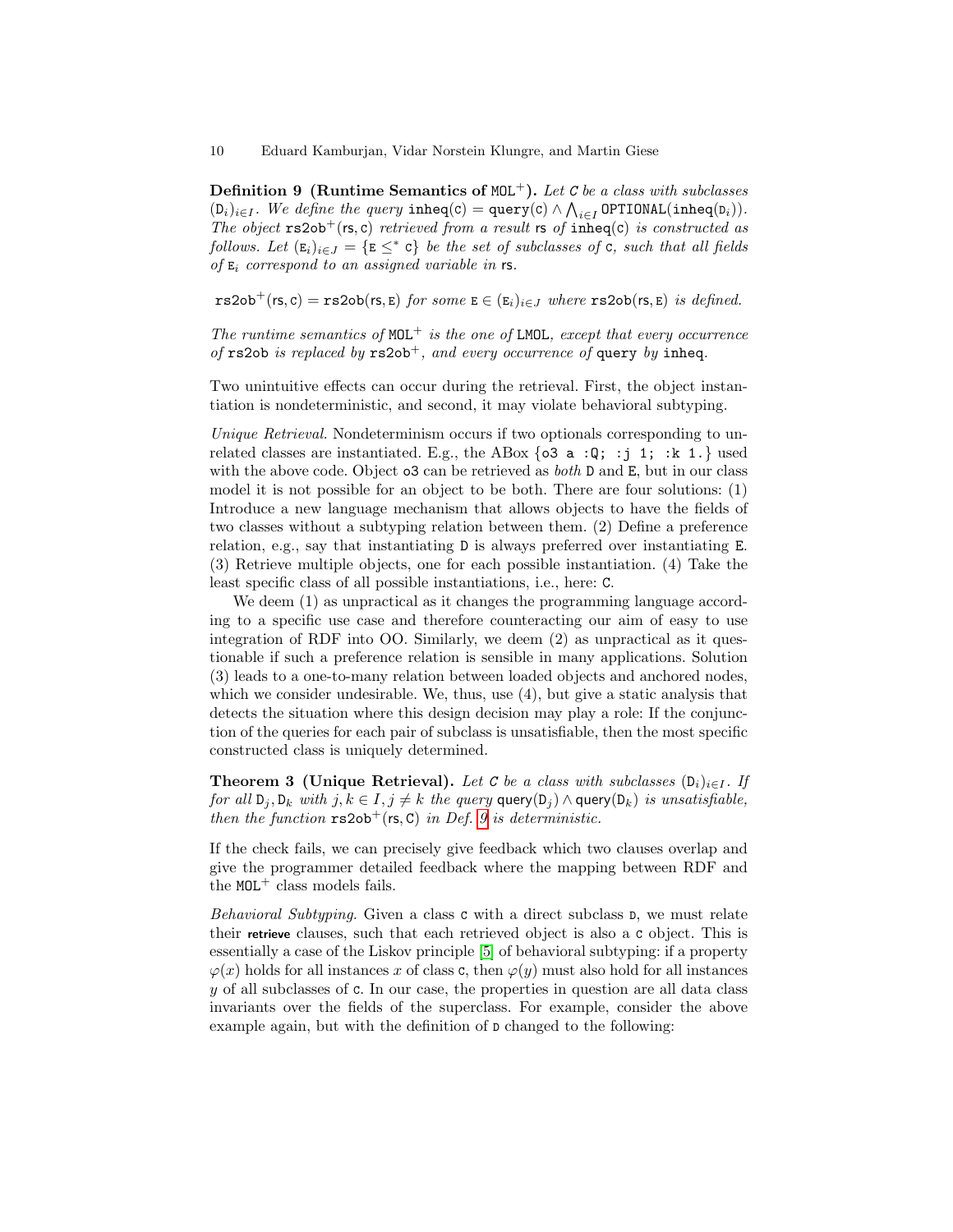**Definition 9 (Runtime Semantics of $\texttt{MOL}^+$).** *Let* $\texttt{C}$ *be a class with subclasses* $(\texttt{D}_i)_{i\in I}$. *We define the query* $\texttt{inheq}(\texttt{C}) = \mathsf{query}(\texttt{C}) \wedge \bigwedge_{i\in I} \texttt{OPTIONAL}(\texttt{inheq}(\texttt{D}_i))$. *The object* $\texttt{rs2ob}^+(\mathsf{rs}, \texttt{C})$ *retrieved from a result* $\mathsf{rs}$ *of* $\texttt{inheq}(\texttt{C})$ *is constructed as follows. Let* $(\texttt{E}_i)_{i\in J} = \{\texttt{E} \leq^* \texttt{C}\}$ *be the set of subclasses of* $\texttt{C}$*, such that all fields of* $\texttt{E}_i$ *correspond to an assigned variable in* $\mathsf{rs}$.

$$\texttt{rs2ob}^+(\mathsf{rs}, \texttt{C}) = \texttt{rs2ob}(\mathsf{rs}, \texttt{E}) \text{ for some } \texttt{E} \in (\texttt{E}_i)_{i\in J} \text{ where } \texttt{rs2ob}(\mathsf{rs}, \texttt{E}) \text{ is defined.}$$

*The runtime semantics of* $\texttt{MOL}^+$ *is the one of* $\texttt{LMOL}$*, except that every occurrence of* $\texttt{rs2ob}$ *is replaced by* $\texttt{rs2ob}^+$*, and every occurrence of* $\texttt{query}$ *by* $\texttt{inheq}$.

Two unintuitive effects can occur during the retrieval. First, the object instantiation is nondeterministic, and second, it may violate behavioral subtyping.

*Unique Retrieval.* Nondeterminism occurs if two optionals corresponding to unrelated classes are instantiated. E.g., the ABox `{o3 a :Q; :j 1; :k 1.}` used with the above code. Object `o3` can be retrieved as *both* `D` and `E`, but in our class model it is not possible for an object to be both. There are four solutions: (1) Introduce a new language mechanism that allows objects to have the fields of two classes without a subtyping relation between them. (2) Define a preference relation, e.g., say that instantiating `D` is always preferred over instantiating `E`. (3) Retrieve multiple objects, one for each possible instantiation. (4) Take the least specific class of all possible instantiations, i.e., here: `C`.

We deem (1) as unpractical as it changes the programming language according to a specific use case and therefore counteracting our aim of easy to use integration of RDF into OO. Similarly, we deem (2) as unpractical as it questionable if such a preference relation is sensible in many applications. Solution (3) leads to a one-to-many relation between loaded objects and anchored nodes, which we consider undesirable. We, thus, use (4), but give a static analysis that detects the situation where this design decision may play a role: If the conjunction of the queries for each pair of subclass is unsatisfiable, then the most specific constructed class is uniquely determined.

**Theorem 3 (Unique Retrieval).** *Let* $\texttt{C}$ *be a class with subclasses* $(\texttt{D}_i)_{i\in I}$. *If for all* $\texttt{D}_j, \texttt{D}_k$ *with* $j, k \in I, j \neq k$ *the query* $\mathsf{query}(\texttt{D}_j) \wedge \mathsf{query}(\texttt{D}_k)$ *is unsatisfiable, then the function* $\texttt{rs2ob}^+(\mathsf{rs}, \texttt{C})$ *in Def. 9 is deterministic.*

If the check fails, we can precisely give feedback which two clauses overlap and give the programmer detailed feedback where the mapping between RDF and the $\texttt{MOL}^+$ class models fails.

*Behavioral Subtyping.* Given a class `C` with a direct subclass `D`, we must relate their **retrieve** clauses, such that each retrieved object is also a `C` object. This is essentially a case of the Liskov principle [5] of behavioral subtyping: if a property $\varphi(x)$ holds for all instances $x$ of class `C`, then $\varphi(y)$ must also hold for all instances $y$ of all subclasses of `C`. In our case, the properties in question are all data class invariants over the fields of the superclass. For example, consider the above example again, but with the definition of `D` changed to the following: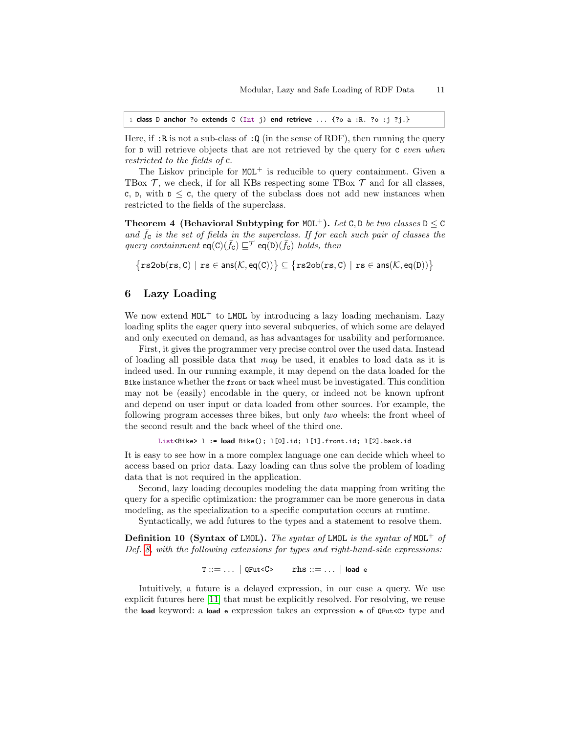```
1 class D anchor ?o extends C (Int j) end retrieve ... {?o a :R. ?o :j ?j.}
```

Here, if `:R` is not a sub-class of `:Q` (in the sense of RDF), then running the query for `D` will retrieve objects that are not retrieved by the query for `C` *even when restricted to the fields of* `C`.

The Liskov principle for $\texttt{MOL}^+$ is reducible to query containment. Given a TBox $\mathcal{T}$, we check, if for all KBs respecting some TBox $\mathcal{T}$ and for all classes, `C`, `D`, with $\texttt{D} \leq \texttt{C}$, the query of the subclass does not add new instances when restricted to the fields of the superclass.

**Theorem 4 (Behavioral Subtyping for $\texttt{MOL}^+$).** *Let* $\texttt{C}, \texttt{D}$ *be two classes* $\texttt{D} \leq \texttt{C}$ *and* $\bar{f}_\texttt{C}$ *is the set of fields in the superclass. If for each such pair of classes the query containment* $\mathsf{eq}(\texttt{C})(\bar{f}_\texttt{C}) \sqsubseteq^{\mathcal{T}} \mathsf{eq}(\texttt{D})(\bar{f}_\texttt{C})$ *holds, then*

$$\left\{\texttt{rs2ob}(\texttt{rs}, \texttt{C}) \mid \texttt{rs} \in \mathsf{ans}(\mathcal{K}, \mathsf{eq}(\texttt{C}))\right\} \subseteq \left\{\texttt{rs2ob}(\texttt{rs}, \texttt{C}) \mid \texttt{rs} \in \mathsf{ans}(\mathcal{K}, \mathsf{eq}(\texttt{D}))\right\}$$

## 6 Lazy Loading

We now extend $\texttt{MOL}^+$ to `LMOL` by introducing a lazy loading mechanism. Lazy loading splits the eager query into several subqueries, of which some are delayed and only executed on demand, as has advantages for usability and performance.

First, it gives the programmer very precise control over the used data. Instead of loading all possible data that *may* be used, it enables to load data as it is indeed used. In our running example, it may depend on the data loaded for the `Bike` instance whether the `front` or `back` wheel must be investigated. This condition may not be (easily) encodable in the query, or indeed not be known upfront and depend on user input or data loaded from other sources. For example, the following program accesses three bikes, but only *two* wheels: the front wheel of the second result and the back wheel of the third one.

```
List<Bike> l := load Bike(); l[0].id; l[1].front.id; l[2].back.id
```

It is easy to see how in a more complex language one can decide which wheel to access based on prior data. Lazy loading can thus solve the problem of loading data that is not required in the application.

Second, lazy loading decouples modeling the data mapping from writing the query for a specific optimization: the programmer can be more generous in data modeling, as the specialization to a specific computation occurs at runtime.

Syntactically, we add futures to the types and a statement to resolve them.

**Definition 10 (Syntax of `LMOL`).** *The syntax of* `LMOL` *is the syntax of* $\texttt{MOL}^+$ *of Def. 8, with the following extensions for types and right-hand-side expressions:*

$$\texttt{T} ::= \ldots \mid \texttt{QFut<C>} \qquad \texttt{rhs} ::= \ldots \mid \textbf{load}\ \texttt{e}$$

Intuitively, a future is a delayed expression, in our case a query. We use explicit futures here [11] that must be explicitly resolved. For resolving, we reuse the **load** keyword: a **load** `e` expression takes an expression `e` of `QFut<C>` type and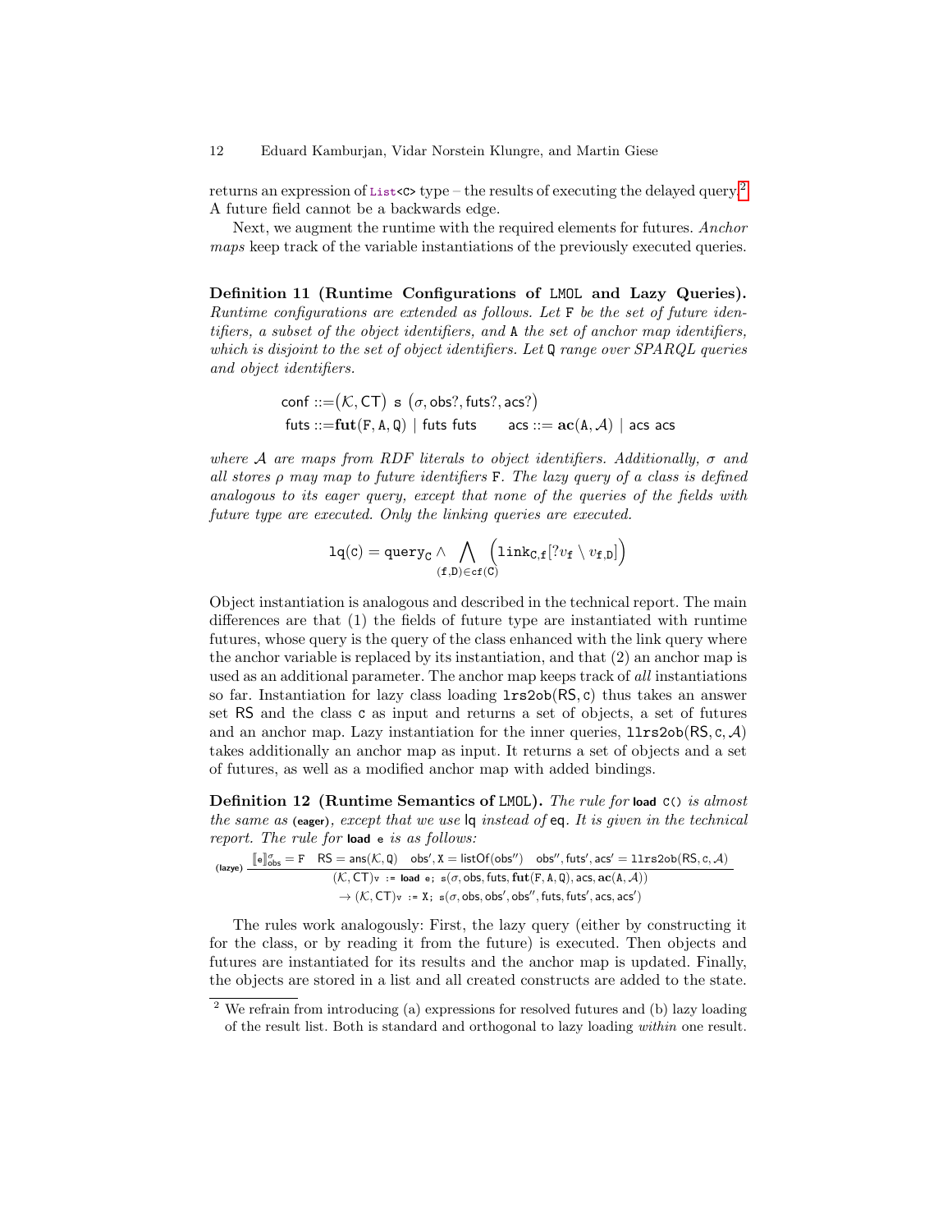returns an expression of `List<C>` type – the results of executing the delayed query.[2] A future field cannot be a backwards edge.

Next, we augment the runtime with the required elements for futures. *Anchor maps* keep track of the variable instantiations of the previously executed queries.

**Definition 11 (Runtime Configurations of LMOL and Lazy Queries).** *Runtime configurations are extended as follows. Let* F *be the set of future identifiers, a subset of the object identifiers, and* A *the set of anchor map identifiers, which is disjoint to the set of object identifiers. Let* Q *range over SPARQL queries and object identifiers.*

$$\mathsf{conf} ::= (\mathcal{K}, \mathsf{CT})\ \mathtt{s}\ (\sigma, \mathsf{obs}?, \mathsf{futs}?, \mathsf{acs}?)$$
$$\mathsf{futs} ::= \mathbf{fut}(\mathtt{F}, \mathtt{A}, \mathtt{Q}) \mid \mathsf{futs}\ \mathsf{futs} \qquad \mathsf{acs} ::= \mathbf{ac}(\mathtt{A}, \mathcal{A}) \mid \mathsf{acs}\ \mathsf{acs}$$

*where $\mathcal{A}$ are maps from RDF literals to object identifiers. Additionally, $\sigma$ and all stores $\rho$ may map to future identifiers* F*. The lazy query of a class is defined analogous to its eager query, except that none of the queries of the fields with future type are executed. Only the linking queries are executed.*

$$\mathtt{lq}(\mathtt{C}) = \mathtt{query}_{\mathtt{C}} \wedge \bigwedge_{(\mathtt{f},\mathtt{D}) \in \mathtt{cf}(\mathtt{C})} \Big( \mathtt{link}_{\mathtt{C},\mathtt{f}}[?v_{\mathtt{f}} \setminus v_{\mathtt{f},\mathtt{D}}] \Big)$$

Object instantiation is analogous and described in the technical report. The main differences are that (1) the fields of future type are instantiated with runtime futures, whose query is the query of the class enhanced with the link query where the anchor variable is replaced by its instantiation, and that (2) an anchor map is used as an additional parameter. The anchor map keeps track of *all* instantiations so far. Instantiation for lazy class loading $\mathtt{lrs2ob}(\mathsf{RS}, \mathtt{c})$ thus takes an answer set RS and the class c as input and returns a set of objects, a set of futures and an anchor map. Lazy instantiation for the inner queries, $\mathtt{llrs2ob}(\mathsf{RS}, \mathtt{c}, \mathcal{A})$ takes additionally an anchor map as input. It returns a set of objects and a set of futures, as well as a modified anchor map with added bindings.

**Definition 12 (Runtime Semantics of LMOL).** *The rule for* **load** `C()` *is almost the same as* (eager)*, except that we use* lq *instead of* eq*. It is given in the technical report. The rule for* **load** `e` *is as follows:*

$$\text{(lazye)}\ \frac{[\![\mathtt{e}]\!]^{\sigma}_{\mathsf{obs}} = \mathtt{F} \quad \mathsf{RS} = \mathsf{ans}(\mathcal{K}, \mathtt{Q}) \quad \mathsf{obs}', \mathtt{X} = \mathsf{listOf}(\mathsf{obs}'') \quad \mathsf{obs}'', \mathsf{futs}', \mathsf{acs}' = \mathtt{llrs2ob}(\mathsf{RS}, \mathtt{c}, \mathcal{A})}{\begin{array}{c}(\mathcal{K}, \mathsf{CT})\mathtt{v}\ \mathtt{:=}\ \mathbf{load}\ \mathtt{e;}\ \mathtt{s}(\sigma, \mathsf{obs}, \mathsf{futs}, \mathbf{fut}(\mathtt{F}, \mathtt{A}, \mathtt{Q}), \mathsf{acs}, \mathbf{ac}(\mathtt{A}, \mathcal{A})) \\ \to (\mathcal{K}, \mathsf{CT})\mathtt{v}\ \mathtt{:=}\ \mathtt{X;}\ \mathtt{s}(\sigma, \mathsf{obs}, \mathsf{obs}', \mathsf{obs}'', \mathsf{futs}, \mathsf{futs}', \mathsf{acs}, \mathsf{acs}')\end{array}}$$

The rules work analogously: First, the lazy query (either by constructing it for the class, or by reading it from the future) is executed. Then objects and futures are instantiated for its results and the anchor map is updated. Finally, the objects are stored in a list and all created constructs are added to the state.

[2] We refrain from introducing (a) expressions for resolved futures and (b) lazy loading of the result list. Both is standard and orthogonal to lazy loading *within* one result.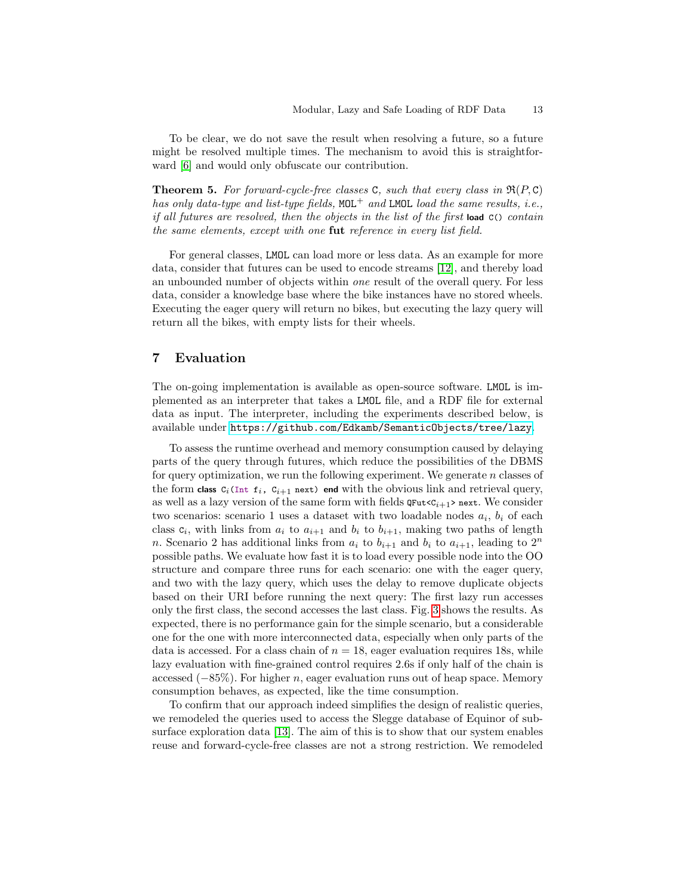To be clear, we do not save the result when resolving a future, so a future might be resolved multiple times. The mechanism to avoid this is straightforward [6] and would only obfuscate our contribution.

**Theorem 5.** *For forward-cycle-free classes* `C`*, such that every class in* $\mathfrak{R}(P, \texttt{C})$ *has only data-type and list-type fields,* `MOL`$^+$ *and* `LMOL` *load the same results, i.e., if all futures are resolved, then the objects in the list of the first* **load** `C()` *contain the same elements, except with one* **fut** *reference in every list field.*

For general classes, `LMOL` can load more or less data. As an example for more data, consider that futures can be used to encode streams [12], and thereby load an unbounded number of objects within *one* result of the overall query. For less data, consider a knowledge base where the bike instances have no stored wheels. Executing the eager query will return no bikes, but executing the lazy query will return all the bikes, with empty lists for their wheels.

## 7 Evaluation

The on-going implementation is available as open-source software. `LMOL` is implemented as an interpreter that takes a `LMOL` file, and a RDF file for external data as input. The interpreter, including the experiments described below, is available under https://github.com/Edkamb/SemanticObjects/tree/lazy.

To assess the runtime overhead and memory consumption caused by delaying parts of the query through futures, which reduce the possibilities of the DBMS for query optimization, we run the following experiment. We generate $n$ classes of the form **class** $\texttt{C}_i$(`Int` $\texttt{f}_i$, $\texttt{C}_{i+1}$ `next`) **end** with the obvious link and retrieval query, as well as a lazy version of the same form with fields `QFut<`$\texttt{C}_{i+1}$`> next`. We consider two scenarios: scenario 1 uses a dataset with two loadable nodes $a_i$, $b_i$ of each class $\texttt{C}_i$, with links from $a_i$ to $a_{i+1}$ and $b_i$ to $b_{i+1}$, making two paths of length $n$. Scenario 2 has additional links from $a_i$ to $b_{i+1}$ and $b_i$ to $a_{i+1}$, leading to $2^n$ possible paths. We evaluate how fast it is to load every possible node into the OO structure and compare three runs for each scenario: one with the eager query, and two with the lazy query, which uses the delay to remove duplicate objects based on their URI before running the next query: The first lazy run accesses only the first class, the second accesses the last class. Fig. 3 shows the results. As expected, there is no performance gain for the simple scenario, but a considerable one for the one with more interconnected data, especially when only parts of the data is accessed. For a class chain of $n = 18$, eager evaluation requires 18s, while lazy evaluation with fine-grained control requires 2.6s if only half of the chain is accessed ($-85\%$). For higher $n$, eager evaluation runs out of heap space. Memory consumption behaves, as expected, like the time consumption.

To confirm that our approach indeed simplifies the design of realistic queries, we remodeled the queries used to access the Slegge database of Equinor of subsurface exploration data [13]. The aim of this is to show that our system enables reuse and forward-cycle-free classes are not a strong restriction. We remodeled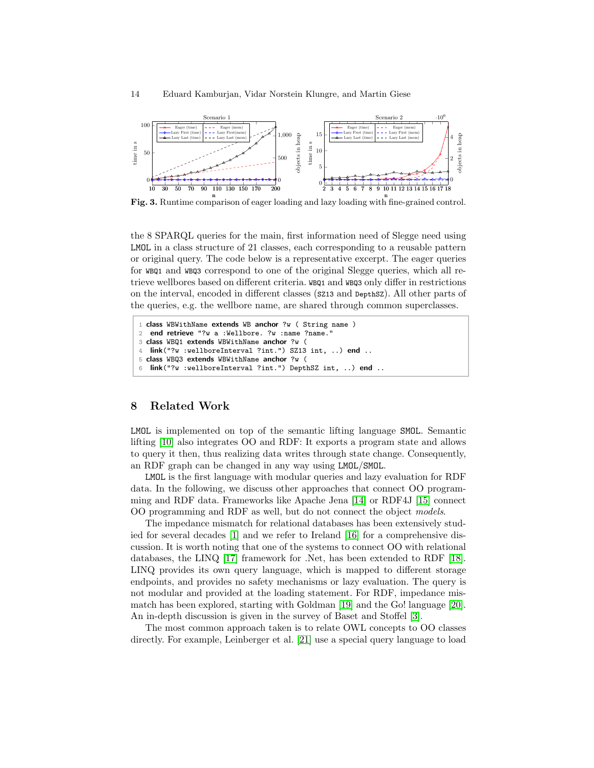**Fig. 3.** Runtime comparison of eager loading and lazy loading with fine-grained control.

the 8 SPARQL queries for the main, first information need of Slegge need using LMOL in a class structure of 21 classes, each corresponding to a reusable pattern or original query. The code below is a representative excerpt. The eager queries for WBQ1 and WBQ3 correspond to one of the original Slegge queries, which all retrieve wellbores based on different criteria. WBQ1 and WBQ3 only differ in restrictions on the interval, encoded in different classes (SZ13 and DepthSZ). All other parts of the queries, e.g. the wellbore name, are shared through common superclasses.

```
1 class WBWithName extends WB anchor ?w ( String name )
2  end retrieve "?w a :Wellbore. ?w :name ?name."
3 class WBQ1 extends WBWithName anchor ?w (
4  link("?w :wellboreInterval ?int.") SZ13 int, ..) end ..
5 class WBQ3 extends WBWithName anchor ?w (
6  link("?w :wellboreInterval ?int.") DepthSZ int, ..) end ..
```

## 8 Related Work

LMOL is implemented on top of the semantic lifting language SMOL. Semantic lifting [10] also integrates OO and RDF: It exports a program state and allows to query it then, thus realizing data writes through state change. Consequently, an RDF graph can be changed in any way using LMOL/SMOL.

LMOL is the first language with modular queries and lazy evaluation for RDF data. In the following, we discuss other approaches that connect OO programming and RDF data. Frameworks like Apache Jena [14] or RDF4J [15] connect OO programming and RDF as well, but do not connect the object *models*.

The impedance mismatch for relational databases has been extensively studied for several decades [1] and we refer to Ireland [16] for a comprehensive discussion. It is worth noting that one of the systems to connect OO with relational databases, the LINQ [17] framework for .Net, has been extended to RDF [18]. LINQ provides its own query language, which is mapped to different storage endpoints, and provides no safety mechanisms or lazy evaluation. The query is not modular and provided at the loading statement. For RDF, impedance mismatch has been explored, starting with Goldman [19] and the Go! language [20]. An in-depth discussion is given in the survey of Baset and Stoffel [3].

The most common approach taken is to relate OWL concepts to OO classes directly. For example, Leinberger et al. [21] use a special query language to load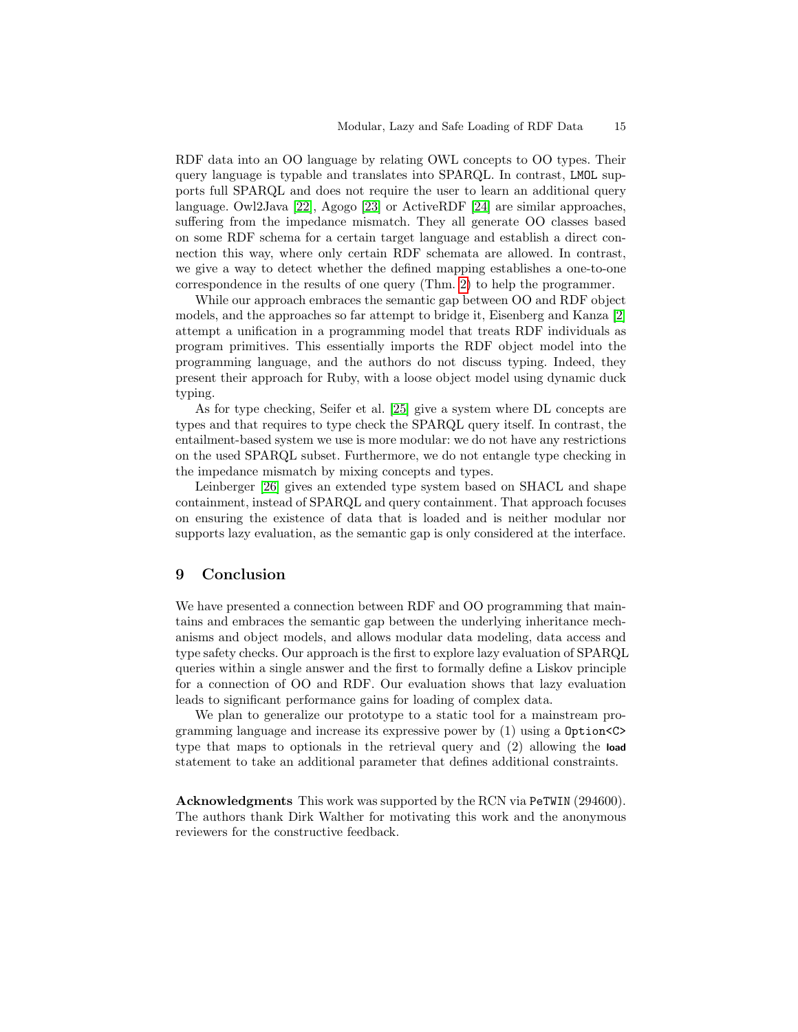RDF data into an OO language by relating OWL concepts to OO types. Their query language is typable and translates into SPARQL. In contrast, `LMOL` supports full SPARQL and does not require the user to learn an additional query language. Owl2Java [22], Agogo [23] or ActiveRDF [24] are similar approaches, suffering from the impedance mismatch. They all generate OO classes based on some RDF schema for a certain target language and establish a direct connection this way, where only certain RDF schemata are allowed. In contrast, we give a way to detect whether the defined mapping establishes a one-to-one correspondence in the results of one query (Thm. 2) to help the programmer.

While our approach embraces the semantic gap between OO and RDF object models, and the approaches so far attempt to bridge it, Eisenberg and Kanza [2] attempt a unification in a programming model that treats RDF individuals as program primitives. This essentially imports the RDF object model into the programming language, and the authors do not discuss typing. Indeed, they present their approach for Ruby, with a loose object model using dynamic duck typing.

As for type checking, Seifer et al. [25] give a system where DL concepts are types and that requires to type check the SPARQL query itself. In contrast, the entailment-based system we use is more modular: we do not have any restrictions on the used SPARQL subset. Furthermore, we do not entangle type checking in the impedance mismatch by mixing concepts and types.

Leinberger [26] gives an extended type system based on SHACL and shape containment, instead of SPARQL and query containment. That approach focuses on ensuring the existence of data that is loaded and is neither modular nor supports lazy evaluation, as the semantic gap is only considered at the interface.

## 9 Conclusion

We have presented a connection between RDF and OO programming that maintains and embraces the semantic gap between the underlying inheritance mechanisms and object models, and allows modular data modeling, data access and type safety checks. Our approach is the first to explore lazy evaluation of SPARQL queries within a single answer and the first to formally define a Liskov principle for a connection of OO and RDF. Our evaluation shows that lazy evaluation leads to significant performance gains for loading of complex data.

We plan to generalize our prototype to a static tool for a mainstream programming language and increase its expressive power by (1) using a `Option<C>` type that maps to optionals in the retrieval query and (2) allowing the **load** statement to take an additional parameter that defines additional constraints.

**Acknowledgments** This work was supported by the RCN via `PeTWIN` (294600). The authors thank Dirk Walther for motivating this work and the anonymous reviewers for the constructive feedback.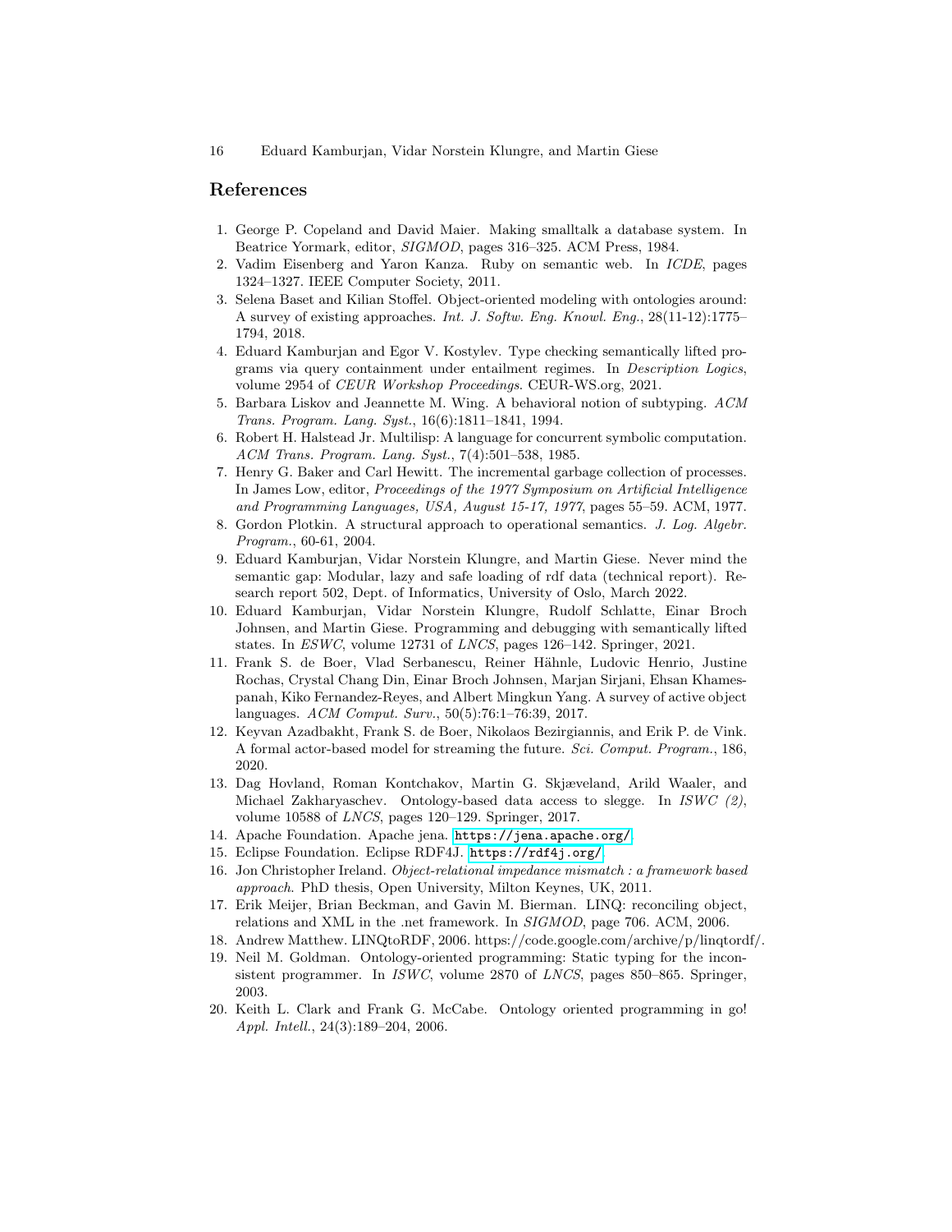## References

1. George P. Copeland and David Maier. Making smalltalk a database system. In Beatrice Yormark, editor, *SIGMOD*, pages 316–325. ACM Press, 1984.
2. Vadim Eisenberg and Yaron Kanza. Ruby on semantic web. In *ICDE*, pages 1324–1327. IEEE Computer Society, 2011.
3. Selena Baset and Kilian Stoffel. Object-oriented modeling with ontologies around: A survey of existing approaches. *Int. J. Softw. Eng. Knowl. Eng.*, 28(11-12):1775–1794, 2018.
4. Eduard Kamburjan and Egor V. Kostylev. Type checking semantically lifted programs via query containment under entailment regimes. In *Description Logics*, volume 2954 of *CEUR Workshop Proceedings*. CEUR-WS.org, 2021.
5. Barbara Liskov and Jeannette M. Wing. A behavioral notion of subtyping. *ACM Trans. Program. Lang. Syst.*, 16(6):1811–1841, 1994.
6. Robert H. Halstead Jr. Multilisp: A language for concurrent symbolic computation. *ACM Trans. Program. Lang. Syst.*, 7(4):501–538, 1985.
7. Henry G. Baker and Carl Hewitt. The incremental garbage collection of processes. In James Low, editor, *Proceedings of the 1977 Symposium on Artificial Intelligence and Programming Languages, USA, August 15-17, 1977*, pages 55–59. ACM, 1977.
8. Gordon Plotkin. A structural approach to operational semantics. *J. Log. Algebr. Program.*, 60-61, 2004.
9. Eduard Kamburjan, Vidar Norstein Klungre, and Martin Giese. Never mind the semantic gap: Modular, lazy and safe loading of rdf data (technical report). Research report 502, Dept. of Informatics, University of Oslo, March 2022.
10. Eduard Kamburjan, Vidar Norstein Klungre, Rudolf Schlatte, Einar Broch Johnsen, and Martin Giese. Programming and debugging with semantically lifted states. In *ESWC*, volume 12731 of *LNCS*, pages 126–142. Springer, 2021.
11. Frank S. de Boer, Vlad Serbanescu, Reiner Hähnle, Ludovic Henrio, Justine Rochas, Crystal Chang Din, Einar Broch Johnsen, Marjan Sirjani, Ehsan Khamespanah, Kiko Fernandez-Reyes, and Albert Mingkun Yang. A survey of active object languages. *ACM Comput. Surv.*, 50(5):76:1–76:39, 2017.
12. Keyvan Azadbakht, Frank S. de Boer, Nikolaos Bezirgiannis, and Erik P. de Vink. A formal actor-based model for streaming the future. *Sci. Comput. Program.*, 186, 2020.
13. Dag Hovland, Roman Kontchakov, Martin G. Skjæveland, Arild Waaler, and Michael Zakharyaschev. Ontology-based data access to slegge. In *ISWC (2)*, volume 10588 of *LNCS*, pages 120–129. Springer, 2017.
14. Apache Foundation. Apache jena. `https://jena.apache.org/`.
15. Eclipse Foundation. Eclipse RDF4J. `https://rdf4j.org/`.
16. Jon Christopher Ireland. *Object-relational impedance mismatch : a framework based approach*. PhD thesis, Open University, Milton Keynes, UK, 2011.
17. Erik Meijer, Brian Beckman, and Gavin M. Bierman. LINQ: reconciling object, relations and XML in the .net framework. In *SIGMOD*, page 706. ACM, 2006.
18. Andrew Matthew. LINQtoRDF, 2006. https://code.google.com/archive/p/linqtordf/.
19. Neil M. Goldman. Ontology-oriented programming: Static typing for the inconsistent programmer. In *ISWC*, volume 2870 of *LNCS*, pages 850–865. Springer, 2003.
20. Keith L. Clark and Frank G. McCabe. Ontology oriented programming in go! *Appl. Intell.*, 24(3):189–204, 2006.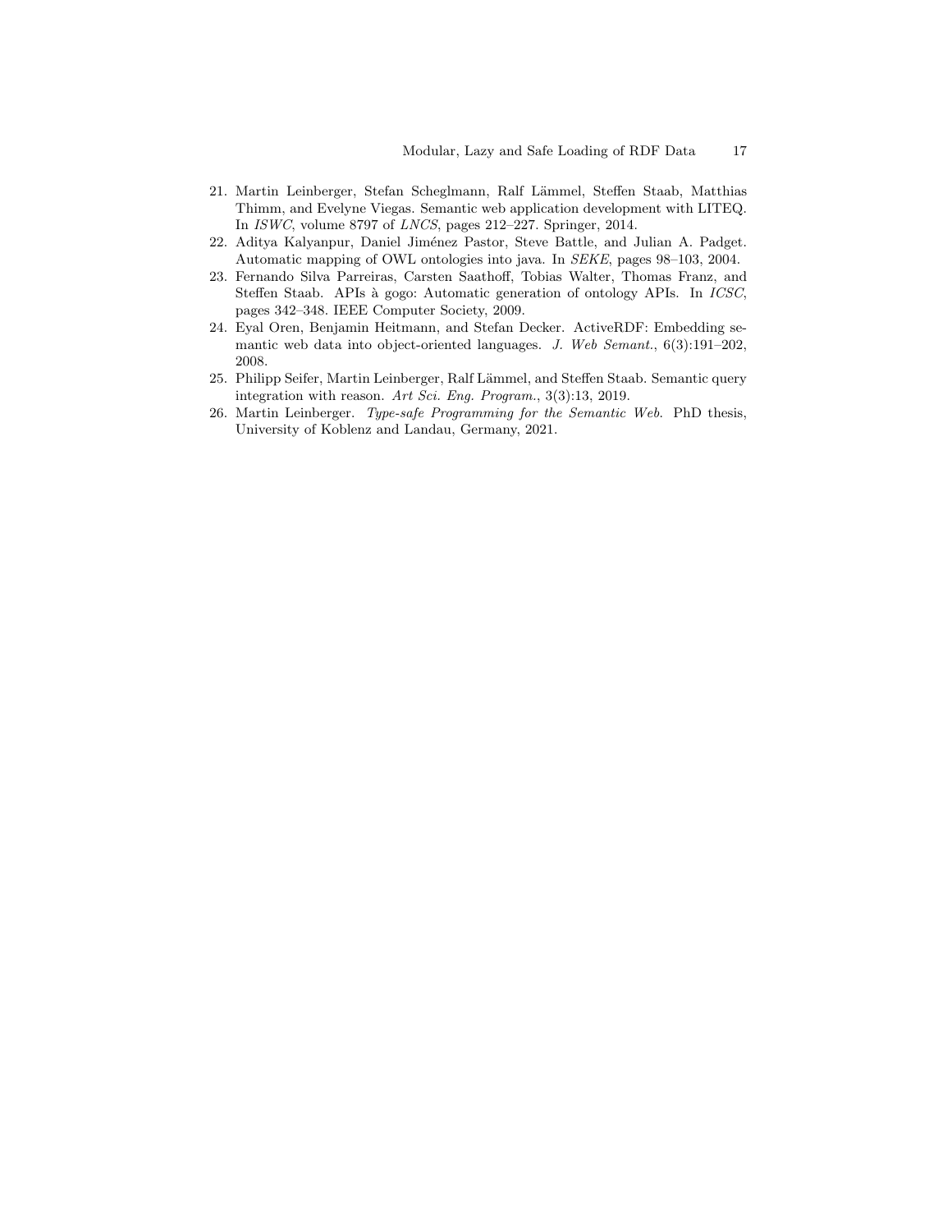21. Martin Leinberger, Stefan Scheglmann, Ralf Lämmel, Steffen Staab, Matthias Thimm, and Evelyne Viegas. Semantic web application development with LITEQ. In *ISWC*, volume 8797 of *LNCS*, pages 212–227. Springer, 2014.
22. Aditya Kalyanpur, Daniel Jiménez Pastor, Steve Battle, and Julian A. Padget. Automatic mapping of OWL ontologies into java. In *SEKE*, pages 98–103, 2004.
23. Fernando Silva Parreiras, Carsten Saathoff, Tobias Walter, Thomas Franz, and Steffen Staab. APIs à gogo: Automatic generation of ontology APIs. In *ICSC*, pages 342–348. IEEE Computer Society, 2009.
24. Eyal Oren, Benjamin Heitmann, and Stefan Decker. ActiveRDF: Embedding semantic web data into object-oriented languages. *J. Web Semant.*, 6(3):191–202, 2008.
25. Philipp Seifer, Martin Leinberger, Ralf Lämmel, and Steffen Staab. Semantic query integration with reason. *Art Sci. Eng. Program.*, 3(3):13, 2019.
26. Martin Leinberger. *Type-safe Programming for the Semantic Web.* PhD thesis, University of Koblenz and Landau, Germany, 2021.